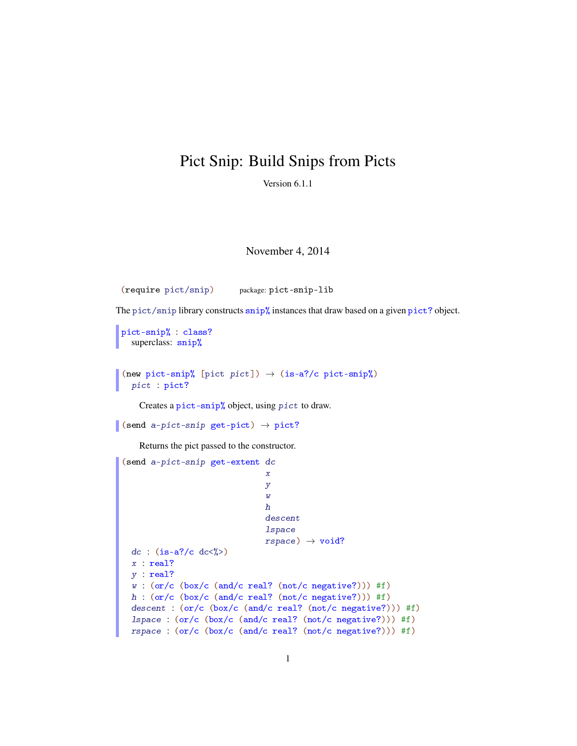# Pict Snip: Build Snips from Picts

Version 6.1.1

November 4, 2014

```
(require pict/snip)        package: pict-snip-lib
```

The `pict/snip` library constructs `snip%` instances that draw based on a given `pict?` object.

```
pict-snip% : class?
  superclass: snip%
```

```
(new pict-snip% [pict pict]) → (is-a?/c pict-snip%)
  pict : pict?
```

Creates a `pict-snip%` object, using *pict* to draw.

```
(send a-pict-snip get-pict) → pict?
```

Returns the pict passed to the constructor.

```
(send a-pict-snip get-extent dc
                             x
                             y
                             w
                             h
                             descent
                             lspace
                             rspace) → void?
  dc : (is-a?/c dc<%>)
  x : real?
  y : real?
  w : (or/c (box/c (and/c real? (not/c negative?))) #f)
  h : (or/c (box/c (and/c real? (not/c negative?))) #f)
  descent : (or/c (box/c (and/c real? (not/c negative?))) #f)
  lspace : (or/c (box/c (and/c real? (not/c negative?))) #f)
  rspace : (or/c (box/c (and/c real? (not/c negative?))) #f)
```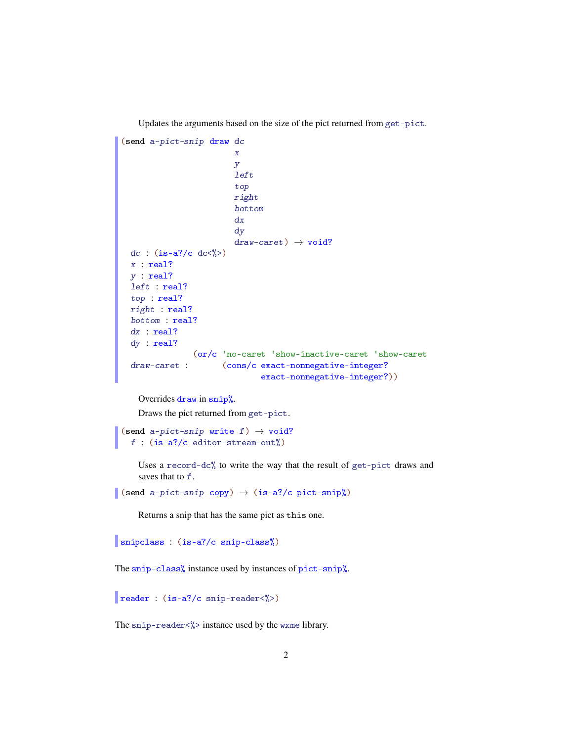Updates the arguments based on the size of the pict returned from `get-pict`.

```
(send a-pict-snip draw dc
                       x
                       y
                       left
                       top
                       right
                       bottom
                       dx
                       dy
                       draw-caret) → void?
  dc : (is-a?/c dc<%>)
  x : real?
  y : real?
  left : real?
  top : real?
  right : real?
  bottom : real?
  dx : real?
  dy : real?
               (or/c 'no-caret 'show-inactive-caret 'show-caret
  draw-caret :       (cons/c exact-nonnegative-integer?
                             exact-nonnegative-integer?))
```

Overrides `draw` in `snip%`.

Draws the pict returned from `get-pict`.

```
(send a-pict-snip write f) → void?
  f : (is-a?/c editor-stream-out%)
```

Uses a `record-dc%` to write the way that the result of `get-pict` draws and saves that to *f*.

```
(send a-pict-snip copy) → (is-a?/c pict-snip%)
```

Returns a snip that has the same pict as `this` one.

```
snipclass : (is-a?/c snip-class%)
```

The `snip-class%` instance used by instances of `pict-snip%`.

```
reader : (is-a?/c snip-reader<%>)
```

The `snip-reader<%>` instance used by the `wxme` library.